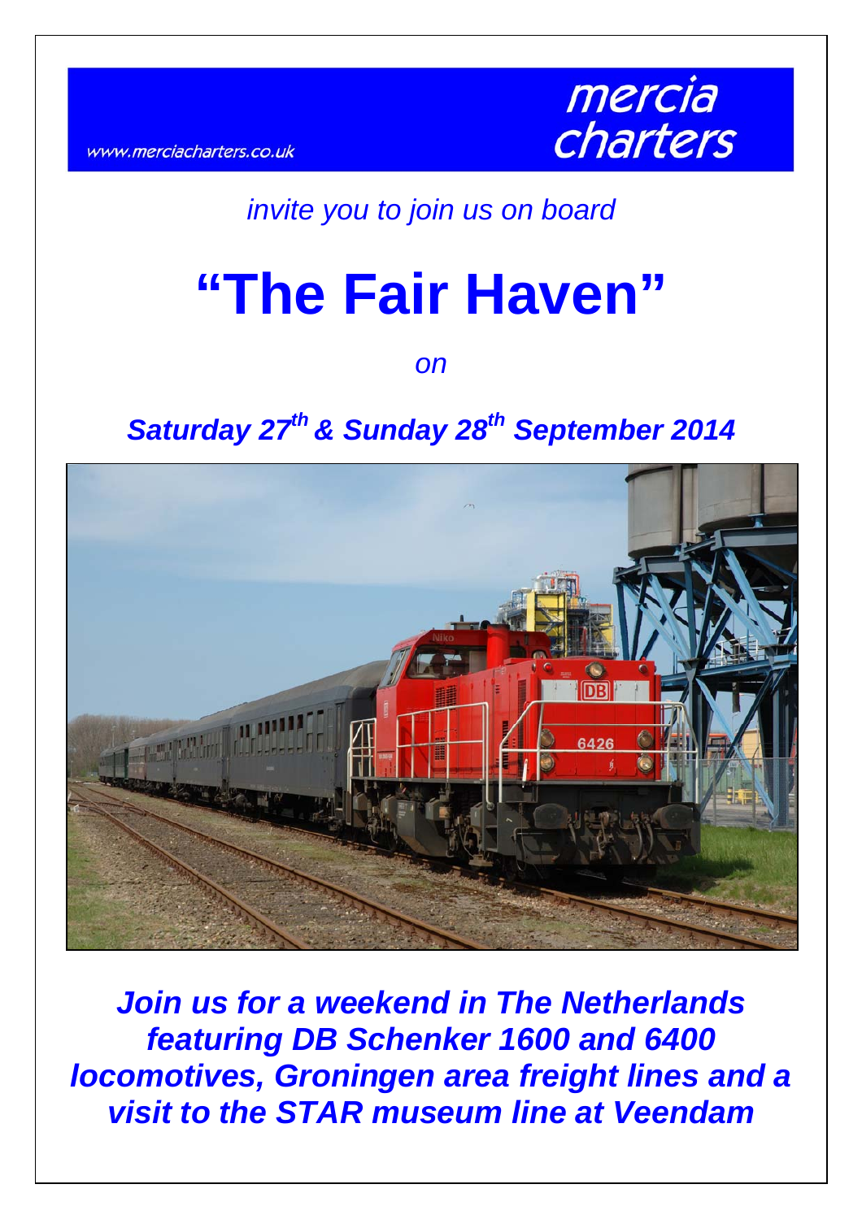www.merciacharters.co.uk

mercia charters

*invite you to join us on board*

# "The Fair Haven"

*on*

## *Saturday 27th & Sunday 28th September 2014*

***Join us for a weekend in The Netherlands featuring DB Schenker 1600 and 6400 locomotives, Groningen area freight lines and a visit to the STAR museum line at Veendam***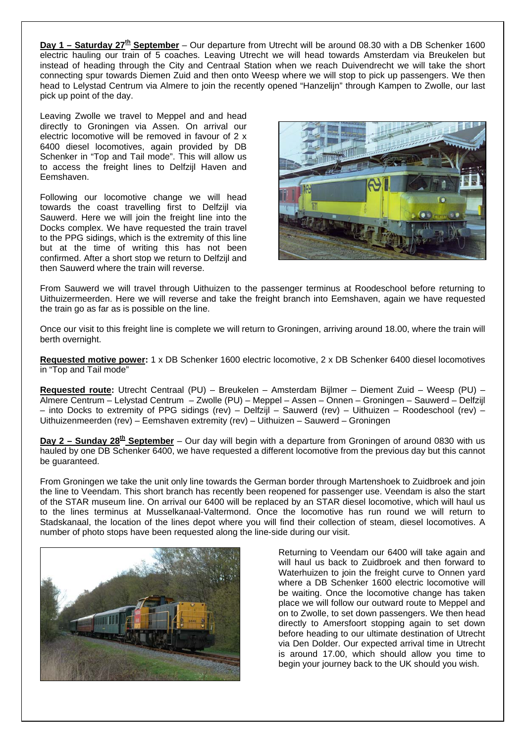**Day 1 – Saturday 27th September** – Our departure from Utrecht will be around 08.30 with a DB Schenker 1600 electric hauling our train of 5 coaches. Leaving Utrecht we will head towards Amsterdam via Breukelen but instead of heading through the City and Centraal Station when we reach Duivendrecht we will take the short connecting spur towards Diemen Zuid and then onto Weesp where we will stop to pick up passengers. We then head to Lelystad Centrum via Almere to join the recently opened "Hanzelijn" through Kampen to Zwolle, our last pick up point of the day.

Leaving Zwolle we travel to Meppel and and head directly to Groningen via Assen. On arrival our electric locomotive will be removed in favour of 2 x 6400 diesel locomotives, again provided by DB Schenker in "Top and Tail mode". This will allow us to access the freight lines to Delfzijl Haven and Eemshaven.

Following our locomotive change we will head towards the coast travelling first to Delfzijl via Sauwerd. Here we will join the freight line into the Docks complex. We have requested the train travel to the PPG sidings, which is the extremity of this line but at the time of writing this has not been confirmed. After a short stop we return to Delfzijl and then Sauwerd where the train will reverse.

From Sauwerd we will travel through Uithuizen to the passenger terminus at Roodeschool before returning to Uithuizermeerden. Here we will reverse and take the freight branch into Eemshaven, again we have requested the train go as far as is possible on the line.

Once our visit to this freight line is complete we will return to Groningen, arriving around 18.00, where the train will berth overnight.

**Requested motive power:** 1 x DB Schenker 1600 electric locomotive, 2 x DB Schenker 6400 diesel locomotives in "Top and Tail mode"

**Requested route:** Utrecht Centraal (PU) – Breukelen – Amsterdam Bijlmer – Diement Zuid – Weesp (PU) – Almere Centrum – Lelystad Centrum – Zwolle (PU) – Meppel – Assen – Onnen – Groningen – Sauwerd – Delfzijl – into Docks to extremity of PPG sidings (rev) – Delfzijl – Sauwerd (rev) – Uithuizen – Roodeschool (rev) – Uithuizenmeerden (rev) – Eemshaven extremity (rev) – Uithuizen – Sauwerd – Groningen

**Day 2 – Sunday 28th September** – Our day will begin with a departure from Groningen of around 0830 with us hauled by one DB Schenker 6400, we have requested a different locomotive from the previous day but this cannot be guaranteed.

From Groningen we take the unit only line towards the German border through Martenshoek to Zuidbroek and join the line to Veendam. This short branch has recently been reopened for passenger use. Veendam is also the start of the STAR museum line. On arrival our 6400 will be replaced by an STAR diesel locomotive, which will haul us to the lines terminus at Musselkanaal-Valtermond. Once the locomotive has run round we will return to Stadskanaal, the location of the lines depot where you will find their collection of steam, diesel locomotives. A number of photo stops have been requested along the line-side during our visit.

Returning to Veendam our 6400 will take again and will haul us back to Zuidbroek and then forward to Waterhuizen to join the freight curve to Onnen yard where a DB Schenker 1600 electric locomotive will be waiting. Once the locomotive change has taken place we will follow our outward route to Meppel and on to Zwolle, to set down passengers. We then head directly to Amersfoort stopping again to set down before heading to our ultimate destination of Utrecht via Den Dolder. Our expected arrival time in Utrecht is around 17.00, which should allow you time to begin your journey back to the UK should you wish.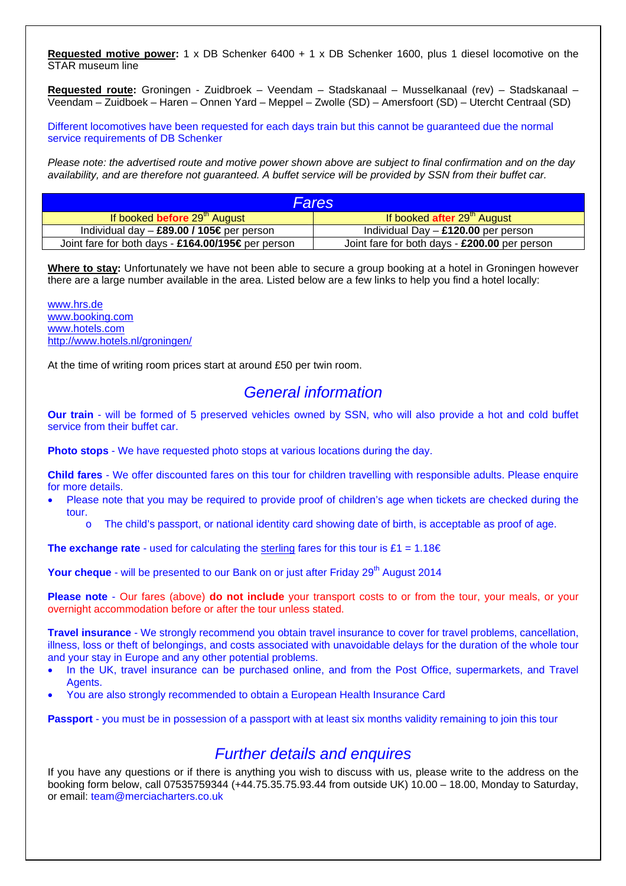**Requested motive power:** 1 x DB Schenker 6400 + 1 x DB Schenker 1600, plus 1 diesel locomotive on the STAR museum line

**Requested route:** Groningen - Zuidbroek – Veendam – Stadskanaal – Musselkanaal (rev) – Stadskanaal – Veendam – Zuidboek – Haren – Onnen Yard – Meppel – Zwolle (SD) – Amersfoort (SD) – Utercht Centraal (SD)

Different locomotives have been requested for each days train but this cannot be guaranteed due the normal service requirements of DB Schenker

*Please note: the advertised route and motive power shown above are subject to final confirmation and on the day availability, and are therefore not guaranteed. A buffet service will be provided by SSN from their buffet car.*

| *Fares* | |
|---|---|
| If booked **before** 29th August | If booked **after** 29th August |
| Individual day – **£89.00 / 105€** per person | Individual Day – **£120.00** per person |
| Joint fare for both days - **£164.00/195€** per person | Joint fare for both days - **£200.00** per person |

**Where to stay:** Unfortunately we have not been able to secure a group booking at a hotel in Groningen however there are a large number available in the area. Listed below are a few links to help you find a hotel locally:

www.hrs.de
www.booking.com
www.hotels.com
http://www.hotels.nl/groningen/

At the time of writing room prices start at around £50 per twin room.

## *General information*

**Our train** - will be formed of 5 preserved vehicles owned by SSN, who will also provide a hot and cold buffet service from their buffet car.

**Photo stops** - We have requested photo stops at various locations during the day.

**Child fares** - We offer discounted fares on this tour for children travelling with responsible adults. Please enquire for more details.

- Please note that you may be required to provide proof of children's age when tickets are checked during the tour.
    - The child's passport, or national identity card showing date of birth, is acceptable as proof of age.

**The exchange rate** - used for calculating the sterling fares for this tour is £1 = 1.18€

**Your cheque** - will be presented to our Bank on or just after Friday 29th August 2014

**Please note** - Our fares (above) **do not include** your transport costs to or from the tour, your meals, or your overnight accommodation before or after the tour unless stated.

**Travel insurance** - We strongly recommend you obtain travel insurance to cover for travel problems, cancellation, illness, loss or theft of belongings, and costs associated with unavoidable delays for the duration of the whole tour and your stay in Europe and any other potential problems.

- In the UK, travel insurance can be purchased online, and from the Post Office, supermarkets, and Travel Agents.
- You are also strongly recommended to obtain a European Health Insurance Card

**Passport** - you must be in possession of a passport with at least six months validity remaining to join this tour

## *Further details and enquires*

If you have any questions or if there is anything you wish to discuss with us, please write to the address on the booking form below, call 07535759344 (+44.75.35.75.93.44 from outside UK) 10.00 – 18.00, Monday to Saturday, or email: team@merciacharters.co.uk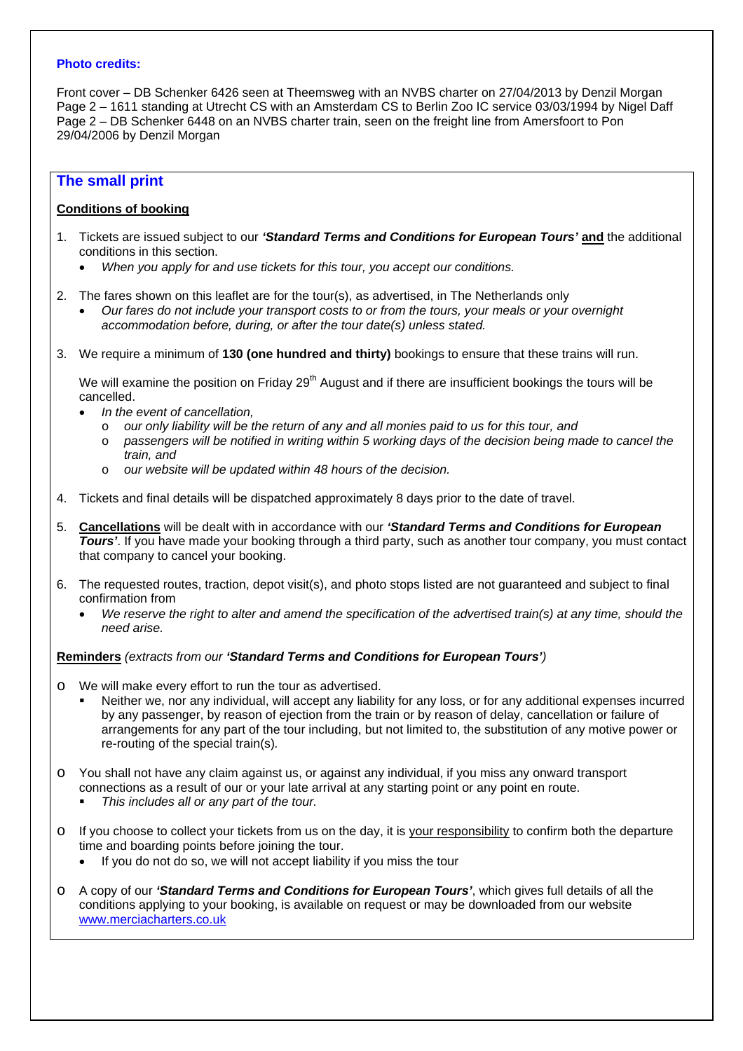**Photo credits:**

Front cover – DB Schenker 6426 seen at Theemsweg with an NVBS charter on 27/04/2013 by Denzil Morgan
Page 2 – 1611 standing at Utrecht CS with an Amsterdam CS to Berlin Zoo IC service 03/03/1994 by Nigel Daff
Page 2 – DB Schenker 6448 on an NVBS charter train, seen on the freight line from Amersfoort to Pon 29/04/2006 by Denzil Morgan

## The small print

**Conditions of booking**

1. Tickets are issued subject to our ***'Standard Terms and Conditions for European Tours'*** **and** the additional conditions in this section.
   - *When you apply for and use tickets for this tour, you accept our conditions.*

2. The fares shown on this leaflet are for the tour(s), as advertised, in The Netherlands only
   - *Our fares do not include your transport costs to or from the tours, your meals or your overnight accommodation before, during, or after the tour date(s) unless stated.*

3. We require a minimum of **130 (one hundred and thirty)** bookings to ensure that these trains will run.

   We will examine the position on Friday 29th August and if there are insufficient bookings the tours will be cancelled.
   - *In the event of cancellation,*
     - *our only liability will be the return of any and all monies paid to us for this tour, and*
     - *passengers will be notified in writing within 5 working days of the decision being made to cancel the train, and*
     - *our website will be updated within 48 hours of the decision.*

4. Tickets and final details will be dispatched approximately 8 days prior to the date of travel.

5. **Cancellations** will be dealt with in accordance with our ***'Standard Terms and Conditions for European Tours'***. If you have made your booking through a third party, such as another tour company, you must contact that company to cancel your booking.

6. The requested routes, traction, depot visit(s), and photo stops listed are not guaranteed and subject to final confirmation from
   - *We reserve the right to alter and amend the specification of the advertised train(s) at any time, should the need arise.*

**Reminders** *(extracts from our **'Standard Terms and Conditions for European Tours'**)*

- We will make every effort to run the tour as advertised.
  - Neither we, nor any individual, will accept any liability for any loss, or for any additional expenses incurred by any passenger, by reason of ejection from the train or by reason of delay, cancellation or failure of arrangements for any part of the tour including, but not limited to, the substitution of any motive power or re-routing of the special train(s).

- You shall not have any claim against us, or against any individual, if you miss any onward transport connections as a result of our or your late arrival at any starting point or any point en route.
  - *This includes all or any part of the tour.*

- If you choose to collect your tickets from us on the day, it is your responsibility to confirm both the departure time and boarding points before joining the tour.
  - If you do not do so, we will not accept liability if you miss the tour

- A copy of our ***'Standard Terms and Conditions for European Tours'***, which gives full details of all the conditions applying to your booking, is available on request or may be downloaded from our website www.merciacharters.co.uk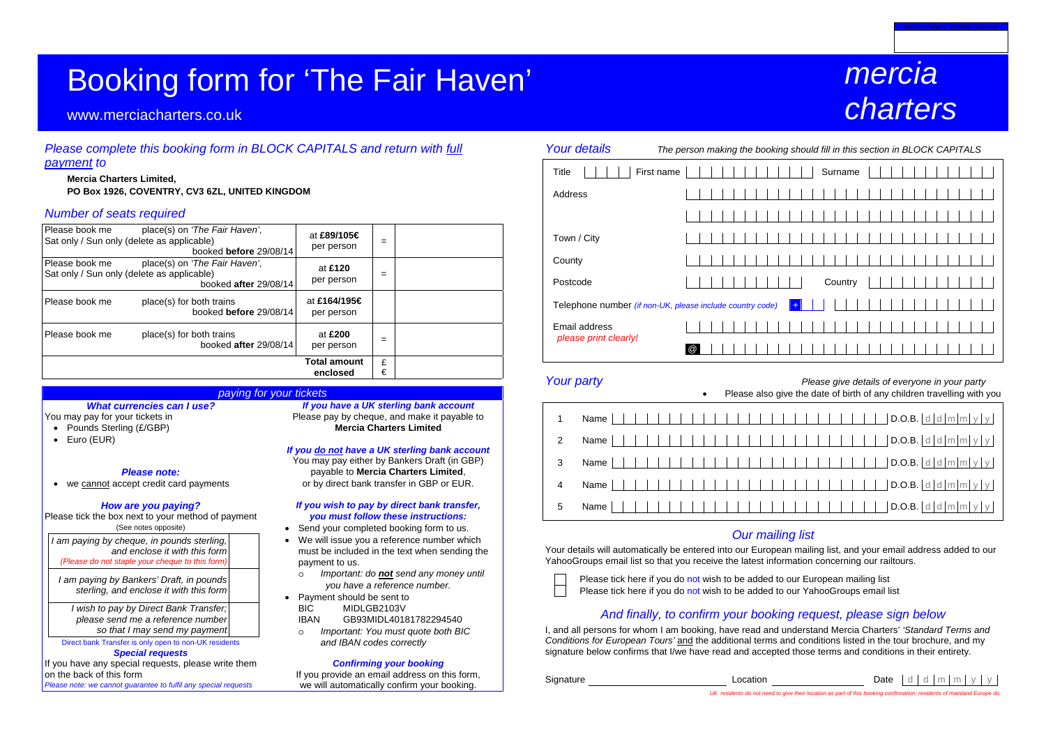mercia charters booking reference

# Booking form for 'The Fair Haven'

www.merciacharters.co.uk

**mercia charters**

*Please complete this booking form in BLOCK CAPITALS and return with full payment to*

**Mercia Charters Limited,**
**PO Box 1926, COVENTRY, CV3 6ZL, UNITED KINGDOM**

## Number of seats required

| | | | | |
|---|---|---|---|---|
| Please book me | place(s) on *'The Fair Haven'*, Sat only / Sun only (delete as applicable) booked **before** 29/08/14 | at **£89/105€** per person | = | |
| Please book me | place(s) on *'The Fair Haven'*, Sat only / Sun only (delete as applicable) booked **after** 29/08/14 | at **£120** per person | = | |
| Please book me | place(s) for both trains booked **before** 29/08/14 | at **£164/195€** per person | | |
| Please book me | place(s) for both trains booked **after** 29/08/14 | at **£200** per person | = | |
| | | **Total amount enclosed** | £ € | |

## paying for your tickets

***What currencies can I use?***

You may pay for your tickets in

- Pounds Sterling (£/GBP)
- Euro (EUR)

***Please note:***

- we cannot accept credit card payments

***How are you paying?***

Please tick the box next to your method of payment
(See notes opposite)

| | |
|---|---|
| *I am paying by cheque, in pounds sterling, and enclose it with this form* *(Please do not staple your cheque to this form)* | |
| *I am paying by Bankers' Draft, in pounds sterling, and enclose it with this form* | |
| *I wish to pay by Direct Bank Transfer; please send me a reference number so that I may send my payment* | |

Direct Bank Transfer is only open to non-UK residents

***Special requests***

If you have any special requests, please write them on the back of this form

*Please note: we cannot guarantee to fulfil any special requests*

***If you have a UK sterling bank account***

Please pay by cheque, and make it payable to **Mercia Charters Limited**

***If you do not have a UK sterling bank account***

You may pay either by Bankers Draft (in GBP) payable to **Mercia Charters Limited**, or by direct bank transfer in GBP or EUR.

***If you wish to pay by direct bank transfer, you must follow these instructions:***

- Send your completed booking form to us.
- We will issue you a reference number which must be included in the text when sending the payment to us.
  - *Important: do **not** send any money until you have a reference number.*
- Payment should be sent to
  BIC MIDLGB2103V
  IBAN GB93MIDL40181782294540
  - *Important: You must quote both BIC and IBAN codes correctly*

***Confirming your booking***

If you provide an email address on this form, we will automatically confirm your booking.

## Your details

*The person making the booking should fill in this section in BLOCK CAPITALS*

Title | First name | Surname

Address

Town / City

County

Postcode | Country

Telephone number *(if non-UK, please include country code)* +

Email address *please print clearly!* @

## Your party

*Please give details of everyone in your party*

- Please also give the date of birth of any children travelling with you

| | | |
|---|---|---|
| 1 | Name | D.O.B. d d m m y y |
| 2 | Name | D.O.B. d d m m y y |
| 3 | Name | D.O.B. d d m m y y |
| 4 | Name | D.O.B. d d m m y y |
| 5 | Name | D.O.B. d d m m y y |

## Our mailing list

Your details will automatically be entered into our European mailing list, and your email address added to our YahooGroups email list so that you receive the latest information concerning our railtours.

☐ Please tick here if you do not wish to be added to our European mailing list
☐ Please tick here if you do not wish to be added to our YahooGroups email list

## And finally, to confirm your booking request, please sign below

I, and all persons for whom I am booking, have read and understand Mercia Charters' *'Standard Terms and Conditions for European Tours'* and the additional terms and conditions listed in the tour brochure, and my signature below confirms that I/we have read and accepted those terms and conditions in their entirety.

Signature ____________ Location ____________ Date d d m m y y

*UK residents do not need to give their location as part of this booking confirmation; residents of mainland Europe do.*